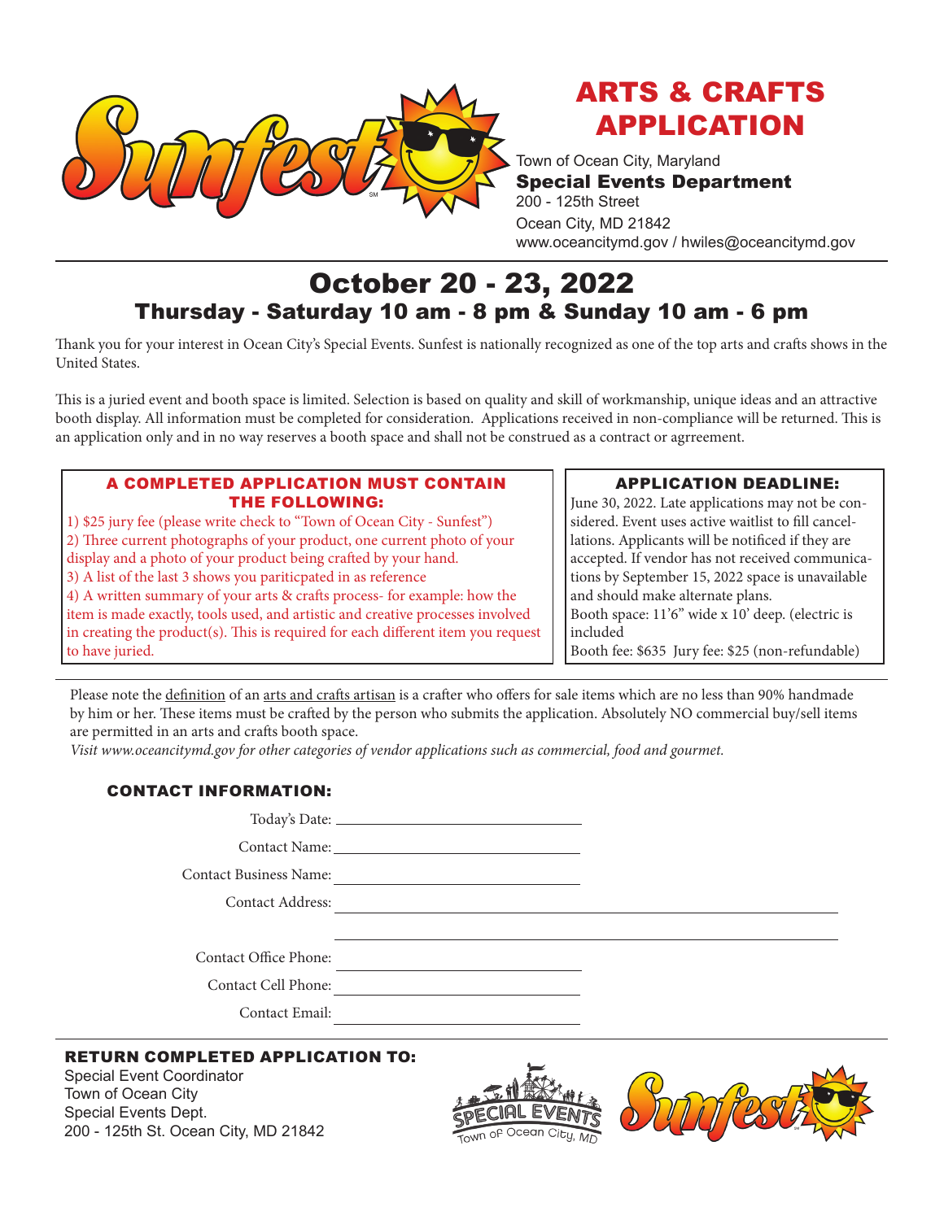# ARTS & CRAFTS APPLICATION

Town of Ocean City, Maryland
**Special Events Department**
200 - 125th Street
Ocean City, MD 21842
www.oceancitymd.gov / hwiles@oceancitymd.gov

## October 20 - 23, 2022

### Thursday - Saturday 10 am - 8 pm & Sunday 10 am - 6 pm

Thank you for your interest in Ocean City's Special Events. Sunfest is nationally recognized as one of the top arts and crafts shows in the United States.

This is a juried event and booth space is limited. Selection is based on quality and skill of workmanship, unique ideas and an attractive booth display. All information must be completed for consideration. Applications received in non-compliance will be returned. This is an application only and in no way reserves a booth space and shall not be construed as a contract or agrreement.

**A COMPLETED APPLICATION MUST CONTAIN THE FOLLOWING:**

1) $25 jury fee (please write check to "Town of Ocean City - Sunfest")
2) Three current photographs of your product, one current photo of your display and a photo of your product being crafted by your hand.
3) A list of the last 3 shows you paritcpated in as reference
4) A written summary of your arts & crafts process- for example: how the item is made exactly, tools used, and artistic and creative processes involved in creating the product(s). This is required for each different item you request to have juried.

**APPLICATION DEADLINE:**

June 30, 2022. Late applications may not be considered. Event uses active waitlist to fill cancellations. Applicants will be notified if they are accepted. If vendor has not received communications by September 15, 2022 space is unavailable and should make alternate plans.
Booth space: 11'6" wide x 10' deep. (electric is included
Booth fee: $635 Jury fee: $25 (non-refundable)

Please note the definition of an arts and crafts artisan is a crafter who offers for sale items which are no less than 90% handmade by him or her. These items must be crafted by the person who submits the application. Absolutely NO commercial buy/sell items are permitted in an arts and crafts booth space.
*Visit www.oceancitymd.gov for other categories of vendor applications such as commercial, food and gourmet.*

**CONTACT INFORMATION:**

Today's Date: ____________________

Contact Name: ____________________

Contact Business Name: ____________________

Contact Address: ____________________

____________________

Contact Office Phone: ____________________

Contact Cell Phone: ____________________

Contact Email: ____________________

**RETURN COMPLETED APPLICATION TO:**

Special Event Coordinator
Town of Ocean City
Special Events Dept.
200 - 125th St. Ocean City, MD 21842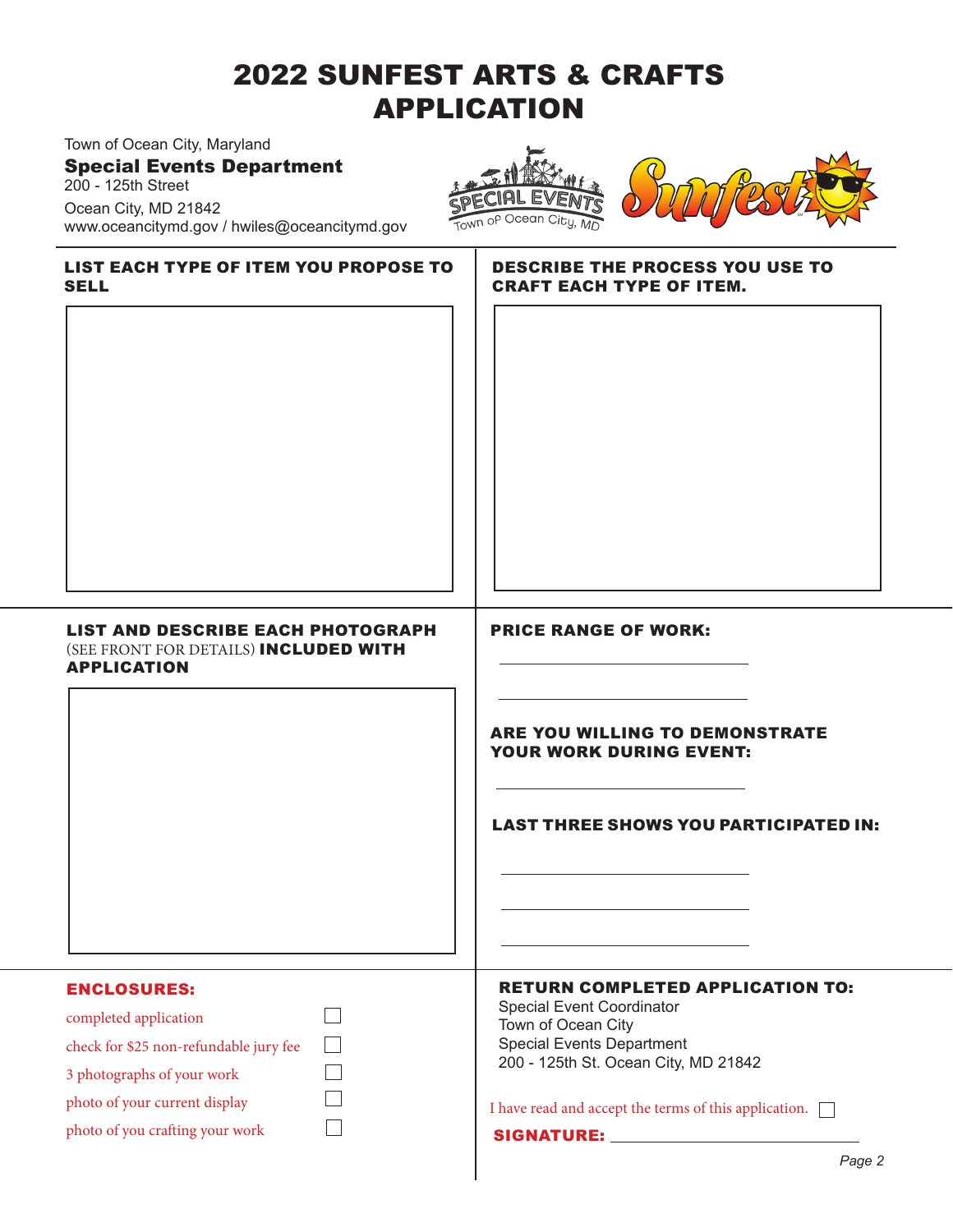# 2022 SUNFEST ARTS & CRAFTS APPLICATION

Town of Ocean City, Maryland

**Special Events Department**

200 - 125th Street

Ocean City, MD 21842

www.oceancitymd.gov / hwiles@oceancitymd.gov

**LIST EACH TYPE OF ITEM YOU PROPOSE TO SELL**

**DESCRIBE THE PROCESS YOU USE TO CRAFT EACH TYPE OF ITEM.**

**LIST AND DESCRIBE EACH PHOTOGRAPH** (SEE FRONT FOR DETAILS) **INCLUDED WITH APPLICATION**

**PRICE RANGE OF WORK:**

______________________________

______________________________

**ARE YOU WILLING TO DEMONSTRATE YOUR WORK DURING EVENT:**

______________________________

**LAST THREE SHOWS YOU PARTICIPATED IN:**

______________________________

______________________________

______________________________

**ENCLOSURES:**

- completed application ☐
- check for $25 non-refundable jury fee ☐
- 3 photographs of your work ☐
- photo of your current display ☐
- photo of you crafting your work ☐

**RETURN COMPLETED APPLICATION TO:**

Special Event Coordinator
Town of Ocean City
Special Events Department
200 - 125th St. Ocean City, MD 21842

I have read and accept the terms of this application. ☐

**SIGNATURE:** ______________________________